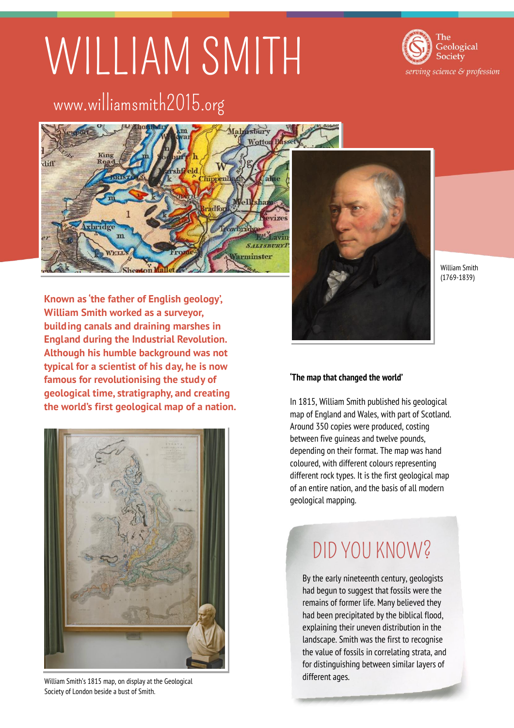# WILLIAM SMITH

www.williamsmith2015.org

The Geological Society
*serving science & profession*

William Smith (1769-1839)

**Known as 'the father of English geology', William Smith worked as a surveyor, building canals and draining marshes in England during the Industrial Revolution. Although his humble background was not typical for a scientist of his day, he is now famous for revolutionising the study of geological time, stratigraphy, and creating the world's first geological map of a nation.**

William Smith's 1815 map, on display at the Geological Society of London beside a bust of Smith.

**'The map that changed the world'**

In 1815, William Smith published his geological map of England and Wales, with part of Scotland. Around 350 copies were produced, costing between five guineas and twelve pounds, depending on their format. The map was hand coloured, with different colours representing different rock types. It is the first geological map of an entire nation, and the basis of all modern geological mapping.

## DID YOU KNOW?

By the early nineteenth century, geologists had begun to suggest that fossils were the remains of former life. Many believed they had been precipitated by the biblical flood, explaining their uneven distribution in the landscape. Smith was the first to recognise the value of fossils in correlating strata, and for distinguishing between similar layers of different ages.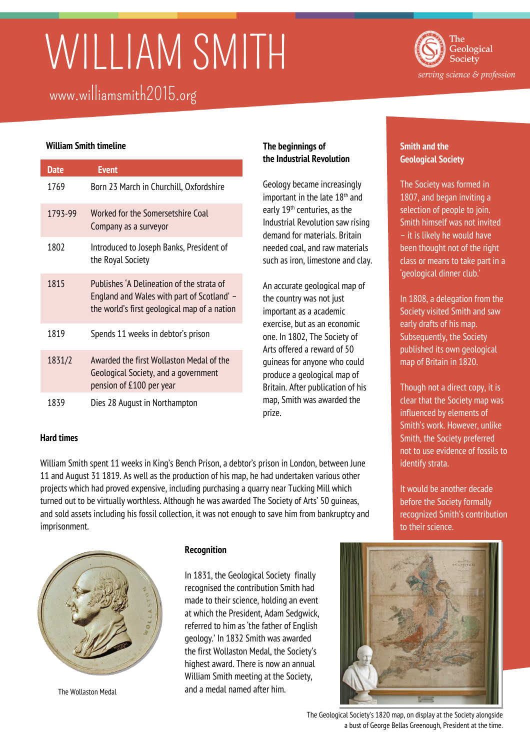# WILLIAM SMITH

www.williamsmith2015.org

The Geological Society
*serving science & profession*

### William Smith timeline

| Date | Event |
|---|---|
| 1769 | Born 23 March in Churchill, Oxfordshire |
| 1793-99 | Worked for the Somersetshire Coal Company as a surveyor |
| 1802 | Introduced to Joseph Banks, President of the Royal Society |
| 1815 | Publishes 'A Delineation of the strata of England and Wales with part of Scotland' – the world's first geological map of a nation |
| 1819 | Spends 11 weeks in debtor's prison |
| 1831/2 | Awarded the first Wollaston Medal of the Geological Society, and a government pension of £100 per year |
| 1839 | Dies 28 August in Northampton |

### The beginnings of the Industrial Revolution

Geology became increasingly important in the late 18th and early 19th centuries, as the Industrial Revolution saw rising demand for materials. Britain needed coal, and raw materials such as iron, limestone and clay.

An accurate geological map of the country was not just important as a academic exercise, but as an economic one. In 1802, The Society of Arts offered a reward of 50 guineas for anyone who could produce a geological map of Britain. After publication of his map, Smith was awarded the prize.

### Smith and the Geological Society

The Society was formed in 1807, and began inviting a selection of people to join. Smith himself was not invited – it is likely he would have been thought not of the right class or means to take part in a 'geological dinner club.'

In 1808, a delegation from the Society visited Smith and saw early drafts of his map. Subsequently, the Society published its own geological map of Britain in 1820.

Though not a direct copy, it is clear that the Society map was influenced by elements of Smith's work. However, unlike Smith, the Society preferred not to use evidence of fossils to identify strata.

It would be another decade before the Society formally recognized Smith's contribution to their science.

### Hard times

William Smith spent 11 weeks in King's Bench Prison, a debtor's prison in London, between June 11 and August 31 1819. As well as the production of his map, he had undertaken various other projects which had proved expensive, including purchasing a quarry near Tucking Mill which turned out to be virtually worthless. Although he was awarded The Society of Arts' 50 guineas, and sold assets including his fossil collection, it was not enough to save him from bankruptcy and imprisonment.

The Wollaston Medal

### Recognition

In 1831, the Geological Society finally recognised the contribution Smith had made to their science, holding an event at which the President, Adam Sedgwick, referred to him as 'the father of English geology.' In 1832 Smith was awarded the first Wollaston Medal, the Society's highest award. There is now an annual William Smith meeting at the Society, and a medal named after him.

The Geological Society's 1820 map, on display at the Society alongside a bust of George Bellas Greenough, President at the time.